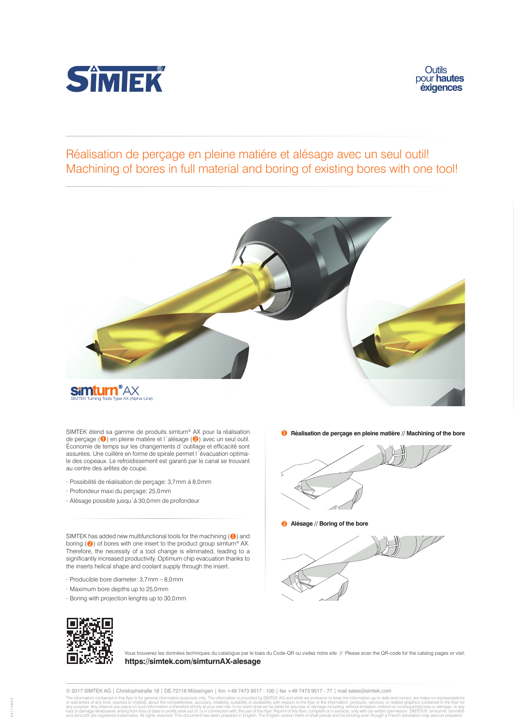SIMTEK®

Outils pour **hautes exigences**

# Réalisation de perçage en pleine matiére et alésage avec un seul outil!
# Machining of bores in full material and boring of existing bores with one tool!

simturn® AX
SIMTEK Turning Tools Type AX (Alpha-Line)

SIMTEK étend sa gamme de produits simturn® AX pour la réalisation de perçage (❶) en pleine matière et l´alésage (❷) avec un seul outil. Économie de temps sur les changements d´outillage et efficacité sont assurées. Une cuillére en forme de spirale permet l´évacuation optimale des copeaux. Le refroidissement est garanti par le canal se trouvant au centre des arêtes de coupe.

- Possibilité de réalisation de perçage: 3,7 mm á 8,0 mm
- Profondeur maxi du perçage: 25,0 mm
- Alésage possible jusqu´á 30,0 mm de profondeur

SIMTEK has added new multifunctional tools for the machining (❶) and boring (❷) of bores with one insert to the product group simturn® AX. Therefore, the necessity of a tool change is eliminated, leading to a significantly increased productivity. Optimum chip evacuation thanks to the inserts helical shape and coolant supply through the insert.

- Producible bore diameter: 3,7 mm – 8,0 mm
- Maximum bore depths up to 25,0 mm
- Boring with projection lenghts up to 30,0 mm

❶ **Réalisation de perçage en pleine matiére // Machining of the bore**

❷ **Alésage // Boring of the bore**

Vous trouverez les données techniques du catalogue par le biais du Code-QR ou visitez notre site // Please scan the QR-code for the catalog pages or visit:
**https://simtek.com/simturnAX-alesage**

© 2017 SIMTEK AG | Christophstraße 18 | DE-72116 Mössingen | fon +49 7473 9517 - 100 | fax +49 7473 9517 - 77 | mail sales@simtek.com

The information contained in this flyer is for general information purposes only. The information is provided by SIMTEK AG and while we endeavor to keep the information up to date and correct, we make no representations or warranties of any kind, express or implied, about the completeness, accuracy, reliability, suitability or availability with respect to the flyer or the information, products, services, or related graphics contained in the flyer for any purpose. Any reliance you place on such information is therefore strictly at your own risk. In no event shall we be liable for any loss or damage including, without limitation, indirect or consequential loss or damage, or any loss or damage whatsoever arising from loss of data or profits arise out of, or in connection with, the use of this flyer. Reprint of this flyer, complete or in extracts, only with our written permission. SIMTEK®, simturn®, simmill® and simcut® are registered trademarks. All rights reserved. This document has been prepared in English. The English version there of shall prevail and be binding even though a French translation may also be prepared.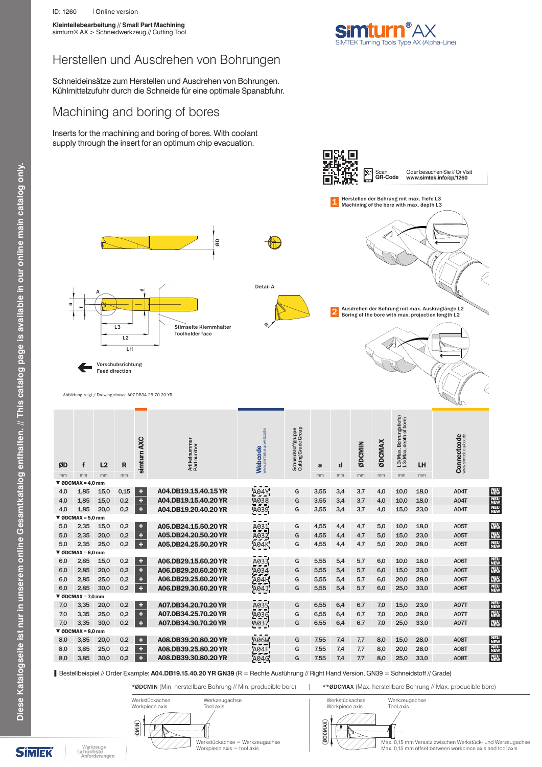ID: 1260 | Online version

**Kleinteilebearbeitung // Small Part Machining**
simturn® AX > Schneidwerkzeug // Cutting Tool

simturn® AX
SIMTEK Turning Tools Type AX (Alpha-Line)

# Herstellen und Ausdrehen von Bohrungen

Schneideinsätze zum Herstellen und Ausdrehen von Bohrungen. Kühlmittelzufuhr durch die Schneide für eine optimale Spanabfuhr.

# Machining and boring of bores

Inserts for the machining and boring of bores. With coolant supply through the insert for an optimum chip evacuation.

Scan QR-Code — Oder besuchen Sie // Or Visit **www.simtek.info/cp/1260**

1 Herstellen der Bohrung mit max. Tiefe L3
Machining of the bore with max. depth L3

2 Ausdrehen der Bohrung mit max. Auskraglänge L2
Boring of the bore with max. projection length L2

ØD
A
d
a
f
L3
L2
LH
R
Detail A
Stirnseite Klemmhalter
Toolholder face
Vorschubsrichtung
Feed direction

Abbildung zeigt / Drawing shows: A07.DB34.25.70.20 YR

| ØD | f | L2 | R | simturn AXC | Artikelnummer Part number | Webcode www.simtek.eu/webcode | Schneidstoffgruppe Cutting Grade Group | a | d | ØDCMIN | ØDCMAX | L3 (Max. Bohrungstiefe) L3 (Max. depth of bore) | LH | Connectcode www.simtek.eu/qrcode | |
|---|---|---|---|---|---|---|---|---|---|---|---|---|---|---|---|
| mm | mm | mm | mm | | | | | mm | mm | mm | mm | mm | mm | | |
| **▼ ØDCMAX = 4,0 mm** | | | | | | | | | | | | | | | |
| 4,0 | 1,85 | 15,0 | 0,15 | + | **A04.DB19.15.40.15 YR** | A04Y | G | 3,55 | 3,4 | 3,7 | 4,0 | 10,0 | 18,0 | A04T | NEU NEW |
| 4,0 | 1,85 | 15,0 | 0,2 | + | **A04.DB19.15.40.20 YR** | A038 | G | 3,55 | 3,4 | 3,7 | 4,0 | 10,0 | 18,0 | A04T | NEU NEW |
| 4,0 | 1,85 | 20,0 | 0,2 | + | **A04.DB19.20.40.20 YR** | A039 | G | 3,55 | 3,4 | 3,7 | 4,0 | 15,0 | 23,0 | A04T | NEU NEW |
| **▼ ØDCMAX = 5,0 mm** | | | | | | | | | | | | | | | |
| 5,0 | 2,35 | 15,0 | 0,2 | + | **A05.DB24.15.50.20 YR** | A031 | G | 4,55 | 4,4 | 4,7 | 5,0 | 10,0 | 18,0 | A05T | NEU NEW |
| 5,0 | 2,35 | 20,0 | 0,2 | + | **A05.DB24.20.50.20 YR** | A032 | G | 4,55 | 4,4 | 4,7 | 5,0 | 15,0 | 23,0 | A05T | NEU NEW |
| 5,0 | 2,35 | 25,0 | 0,2 | + | **A05.DB24.25.50.20 YR** | A04K | G | 4,55 | 4,4 | 4,7 | 5,0 | 20,0 | 28,0 | A05T | NEU NEW |
| **▼ ØDCMAX = 6,0 mm** | | | | | | | | | | | | | | | |
| 6,0 | 2,85 | 15,0 | 0,2 | + | **A06.DB29.15.60.20 YR** | A033 | G | 5,55 | 5,4 | 5,7 | 6,0 | 10,0 | 18,0 | A06T | NEU NEW |
| 6,0 | 2,85 | 20,0 | 0,2 | + | **A06.DB29.20.60.20 YR** | A034 | G | 5,55 | 5,4 | 5,7 | 6,0 | 15,0 | 23,0 | A06T | NEU NEW |
| 6,0 | 2,85 | 25,0 | 0,2 | + | **A06.DB29.25.60.20 YR** | A04H | G | 5,55 | 5,4 | 5,7 | 6,0 | 20,0 | 28,0 | A06T | NEU NEW |
| 6,0 | 2,85 | 30,0 | 0,2 | + | **A06.DB29.30.60.20 YR** | A04J | G | 5,55 | 5,4 | 5,7 | 6,0 | 25,0 | 33,0 | A06T | NEU NEW |
| **▼ ØDCMAX = 7,0 mm** | | | | | | | | | | | | | | | |
| 7,0 | 3,35 | 20,0 | 0,2 | + | **A07.DB34.20.70.20 YR** | A035 | G | 6,55 | 6,4 | 6,7 | 7,0 | 15,0 | 23,0 | A07T | NEU NEW |
| 7,0 | 3,35 | 25,0 | 0,2 | + | **A07.DB34.25.70.20 YR** | A036 | G | 6,55 | 6,4 | 6,7 | 7,0 | 20,0 | 28,0 | A07T | NEU NEW |
| 7,0 | 3,35 | 30,0 | 0,2 | + | **A07.DB34.30.70.20 YR** | A037 | G | 6,55 | 6,4 | 6,7 | 7,0 | 25,0 | 33,0 | A07T | NEU NEW |
| **▼ ØDCMAX = 8,0 mm** | | | | | | | | | | | | | | | |
| 8,0 | 3,85 | 20,0 | 0,2 | + | **A08.DB39.20.80.20 YR** | A06W | G | 7,55 | 7,4 | 7,7 | 8,0 | 15,0 | 28,0 | A08T | NEU NEW |
| 8,0 | 3,85 | 25,0 | 0,2 | + | **A08.DB39.25.80.20 YR** | A04F | G | 7,55 | 7,4 | 7,7 | 8,0 | 20,0 | 28,0 | A08T | NEU NEW |
| 8,0 | 3,85 | 30,0 | 0,2 | + | **A08.DB39.30.80.20 YR** | A04G | G | 7,55 | 7,4 | 7,7 | 8,0 | 25,0 | 33,0 | A08T | NEU NEW |

Bestellbeispiel // Order Example: **A04.DB19.15.40.20 YR GN39** (R = Rechte Ausführung // Right Hand Version, GN39 = Schneidstoff // Grade)

**\*ØDCMIN** (Min. herstellbare Bohrung // Min. producible bore) | **\*\*ØDCMAX** (Max. herstellbare Bohrung // Max. producible bore)

Werkstückachse
Workpiece axis
Werkzeugachse
Tool axis
ØDCMIN
Werkstückachse = Werkzeugachse
Workpiece axis = tool axis

Werkstückachse
Workpiece axis
Werkzeugachse
Tool axis
ØDCMAX
Max. 0,15 mm Versatz zwischen Werkstück- und Werzeugachse
Max. 0,15 mm offset between workpiece axis and tool axis

Diese Katalogseite ist nur in unserem online Gesamtkatalog enthalten. // This catalog page is available in our online main catalog only.

SIMTEK — Werkzeuge für höchste Anforderungen